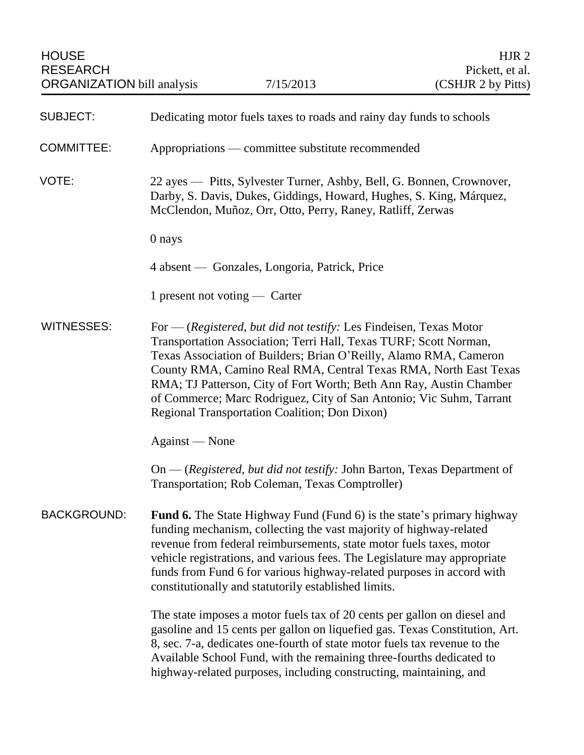HOUSE
RESEARCH
ORGANIZATION bill analysis 7/15/2013

HJR 2
Pickett, et al.
(CSHJR 2 by Pitts)

SUBJECT: Dedicating motor fuels taxes to roads and rainy day funds to schools

COMMITTEE: Appropriations — committee substitute recommended

VOTE: 22 ayes — Pitts, Sylvester Turner, Ashby, Bell, G. Bonnen, Crownover, Darby, S. Davis, Dukes, Giddings, Howard, Hughes, S. King, Márquez, McClendon, Muñoz, Orr, Otto, Perry, Raney, Ratliff, Zerwas

0 nays

4 absent — Gonzales, Longoria, Patrick, Price

1 present not voting — Carter

WITNESSES: For — (*Registered, but did not testify:* Les Findeisen, Texas Motor Transportation Association; Terri Hall, Texas TURF; Scott Norman, Texas Association of Builders; Brian O'Reilly, Alamo RMA, Cameron County RMA, Camino Real RMA, Central Texas RMA, North East Texas RMA; TJ Patterson, City of Fort Worth; Beth Ann Ray, Austin Chamber of Commerce; Marc Rodriguez, City of San Antonio; Vic Suhm, Tarrant Regional Transportation Coalition; Don Dixon)

Against — None

On — (*Registered, but did not testify:* John Barton, Texas Department of Transportation; Rob Coleman, Texas Comptroller)

BACKGROUND: **Fund 6.** The State Highway Fund (Fund 6) is the state's primary highway funding mechanism, collecting the vast majority of highway-related revenue from federal reimbursements, state motor fuels taxes, motor vehicle registrations, and various fees. The Legislature may appropriate funds from Fund 6 for various highway-related purposes in accord with constitutionally and statutorily established limits.

The state imposes a motor fuels tax of 20 cents per gallon on diesel and gasoline and 15 cents per gallon on liquefied gas. Texas Constitution, Art. 8, sec. 7-a, dedicates one-fourth of state motor fuels tax revenue to the Available School Fund, with the remaining three-fourths dedicated to highway-related purposes, including constructing, maintaining, and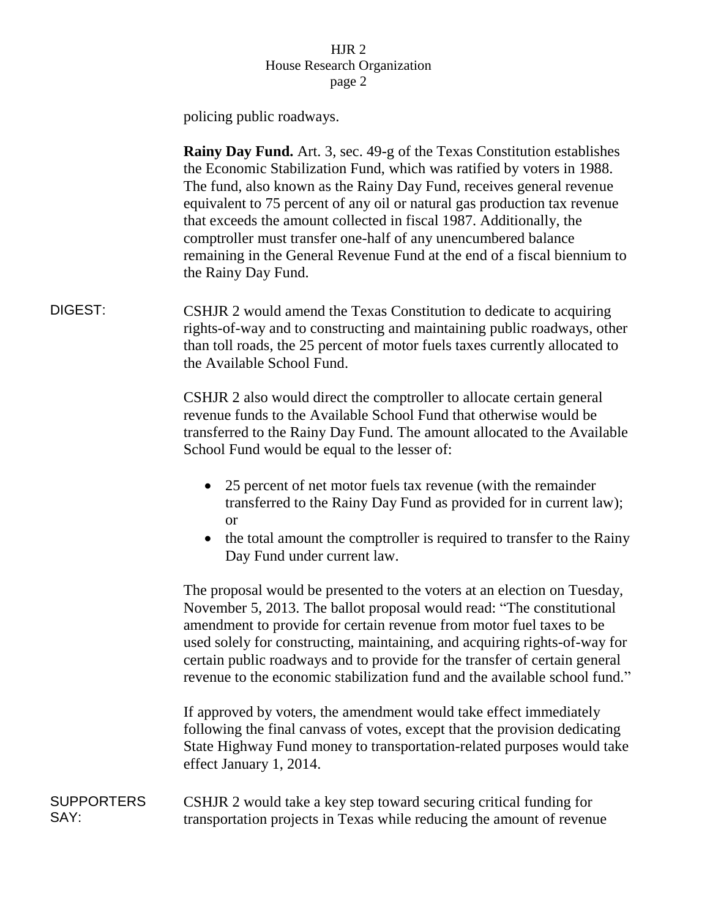policing public roadways.

**Rainy Day Fund.** Art. 3, sec. 49-g of the Texas Constitution establishes the Economic Stabilization Fund, which was ratified by voters in 1988. The fund, also known as the Rainy Day Fund, receives general revenue equivalent to 75 percent of any oil or natural gas production tax revenue that exceeds the amount collected in fiscal 1987. Additionally, the comptroller must transfer one-half of any unencumbered balance remaining in the General Revenue Fund at the end of a fiscal biennium to the Rainy Day Fund.

DIGEST:

CSHJR 2 would amend the Texas Constitution to dedicate to acquiring rights-of-way and to constructing and maintaining public roadways, other than toll roads, the 25 percent of motor fuels taxes currently allocated to the Available School Fund.

CSHJR 2 also would direct the comptroller to allocate certain general revenue funds to the Available School Fund that otherwise would be transferred to the Rainy Day Fund. The amount allocated to the Available School Fund would be equal to the lesser of:

- 25 percent of net motor fuels tax revenue (with the remainder transferred to the Rainy Day Fund as provided for in current law); or
- the total amount the comptroller is required to transfer to the Rainy Day Fund under current law.

The proposal would be presented to the voters at an election on Tuesday, November 5, 2013. The ballot proposal would read: "The constitutional amendment to provide for certain revenue from motor fuel taxes to be used solely for constructing, maintaining, and acquiring rights-of-way for certain public roadways and to provide for the transfer of certain general revenue to the economic stabilization fund and the available school fund."

If approved by voters, the amendment would take effect immediately following the final canvass of votes, except that the provision dedicating State Highway Fund money to transportation-related purposes would take effect January 1, 2014.

SUPPORTERS SAY:

CSHJR 2 would take a key step toward securing critical funding for transportation projects in Texas while reducing the amount of revenue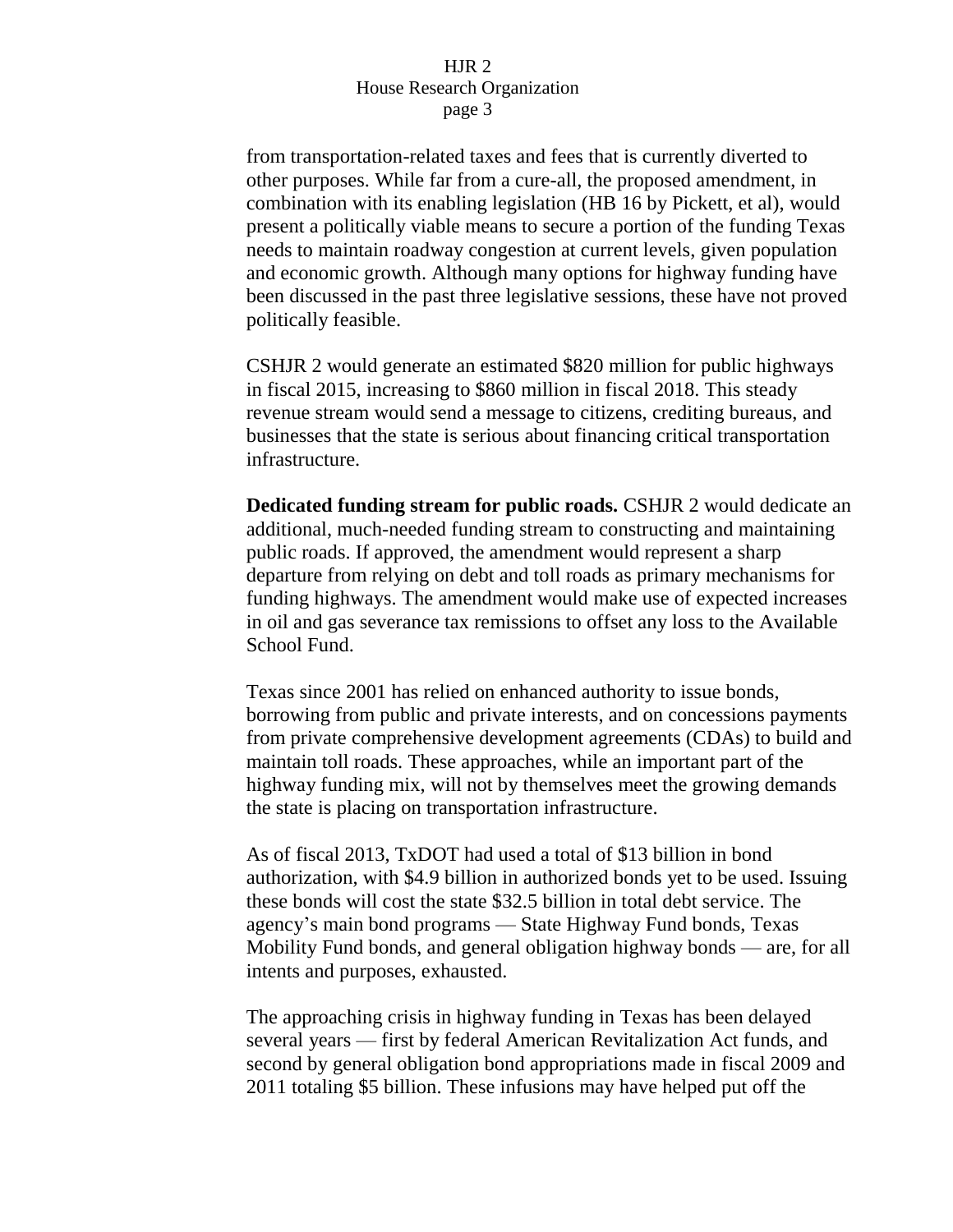from transportation-related taxes and fees that is currently diverted to other purposes. While far from a cure-all, the proposed amendment, in combination with its enabling legislation (HB 16 by Pickett, et al), would present a politically viable means to secure a portion of the funding Texas needs to maintain roadway congestion at current levels, given population and economic growth. Although many options for highway funding have been discussed in the past three legislative sessions, these have not proved politically feasible.

CSHJR 2 would generate an estimated $820 million for public highways in fiscal 2015, increasing to $860 million in fiscal 2018. This steady revenue stream would send a message to citizens, crediting bureaus, and businesses that the state is serious about financing critical transportation infrastructure.

**Dedicated funding stream for public roads.** CSHJR 2 would dedicate an additional, much-needed funding stream to constructing and maintaining public roads. If approved, the amendment would represent a sharp departure from relying on debt and toll roads as primary mechanisms for funding highways. The amendment would make use of expected increases in oil and gas severance tax remissions to offset any loss to the Available School Fund.

Texas since 2001 has relied on enhanced authority to issue bonds, borrowing from public and private interests, and on concessions payments from private comprehensive development agreements (CDAs) to build and maintain toll roads. These approaches, while an important part of the highway funding mix, will not by themselves meet the growing demands the state is placing on transportation infrastructure.

As of fiscal 2013, TxDOT had used a total of $13 billion in bond authorization, with $4.9 billion in authorized bonds yet to be used. Issuing these bonds will cost the state $32.5 billion in total debt service. The agency's main bond programs — State Highway Fund bonds, Texas Mobility Fund bonds, and general obligation highway bonds — are, for all intents and purposes, exhausted.

The approaching crisis in highway funding in Texas has been delayed several years — first by federal American Revitalization Act funds, and second by general obligation bond appropriations made in fiscal 2009 and 2011 totaling $5 billion. These infusions may have helped put off the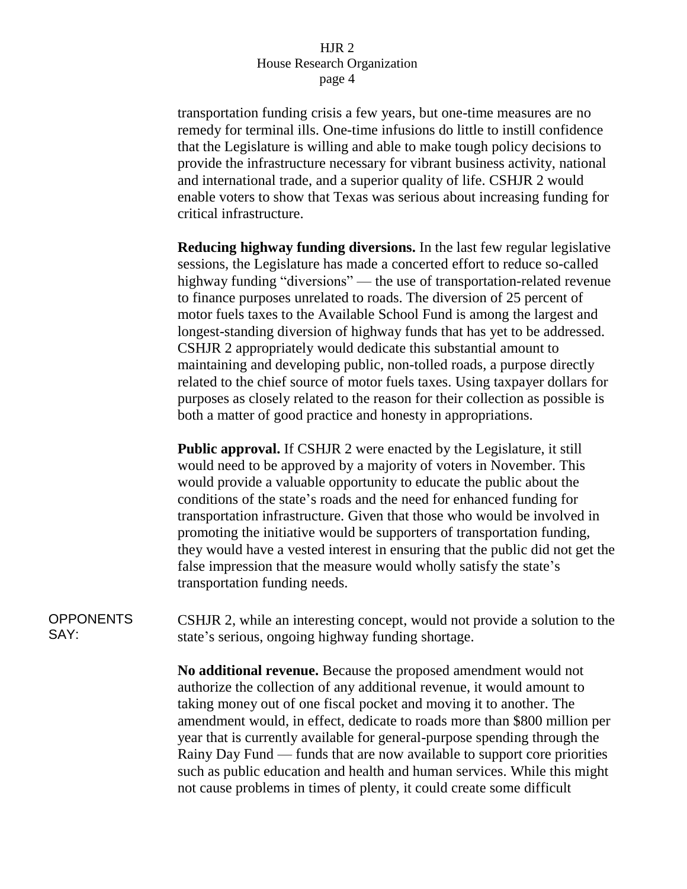transportation funding crisis a few years, but one-time measures are no remedy for terminal ills. One-time infusions do little to instill confidence that the Legislature is willing and able to make tough policy decisions to provide the infrastructure necessary for vibrant business activity, national and international trade, and a superior quality of life. CSHJR 2 would enable voters to show that Texas was serious about increasing funding for critical infrastructure.

**Reducing highway funding diversions.** In the last few regular legislative sessions, the Legislature has made a concerted effort to reduce so-called highway funding "diversions" — the use of transportation-related revenue to finance purposes unrelated to roads. The diversion of 25 percent of motor fuels taxes to the Available School Fund is among the largest and longest-standing diversion of highway funds that has yet to be addressed. CSHJR 2 appropriately would dedicate this substantial amount to maintaining and developing public, non-tolled roads, a purpose directly related to the chief source of motor fuels taxes. Using taxpayer dollars for purposes as closely related to the reason for their collection as possible is both a matter of good practice and honesty in appropriations.

**Public approval.** If CSHJR 2 were enacted by the Legislature, it still would need to be approved by a majority of voters in November. This would provide a valuable opportunity to educate the public about the conditions of the state's roads and the need for enhanced funding for transportation infrastructure. Given that those who would be involved in promoting the initiative would be supporters of transportation funding, they would have a vested interest in ensuring that the public did not get the false impression that the measure would wholly satisfy the state's transportation funding needs.

OPPONENTS SAY:

CSHJR 2, while an interesting concept, would not provide a solution to the state's serious, ongoing highway funding shortage.

**No additional revenue.** Because the proposed amendment would not authorize the collection of any additional revenue, it would amount to taking money out of one fiscal pocket and moving it to another. The amendment would, in effect, dedicate to roads more than $800 million per year that is currently available for general-purpose spending through the Rainy Day Fund — funds that are now available to support core priorities such as public education and health and human services. While this might not cause problems in times of plenty, it could create some difficult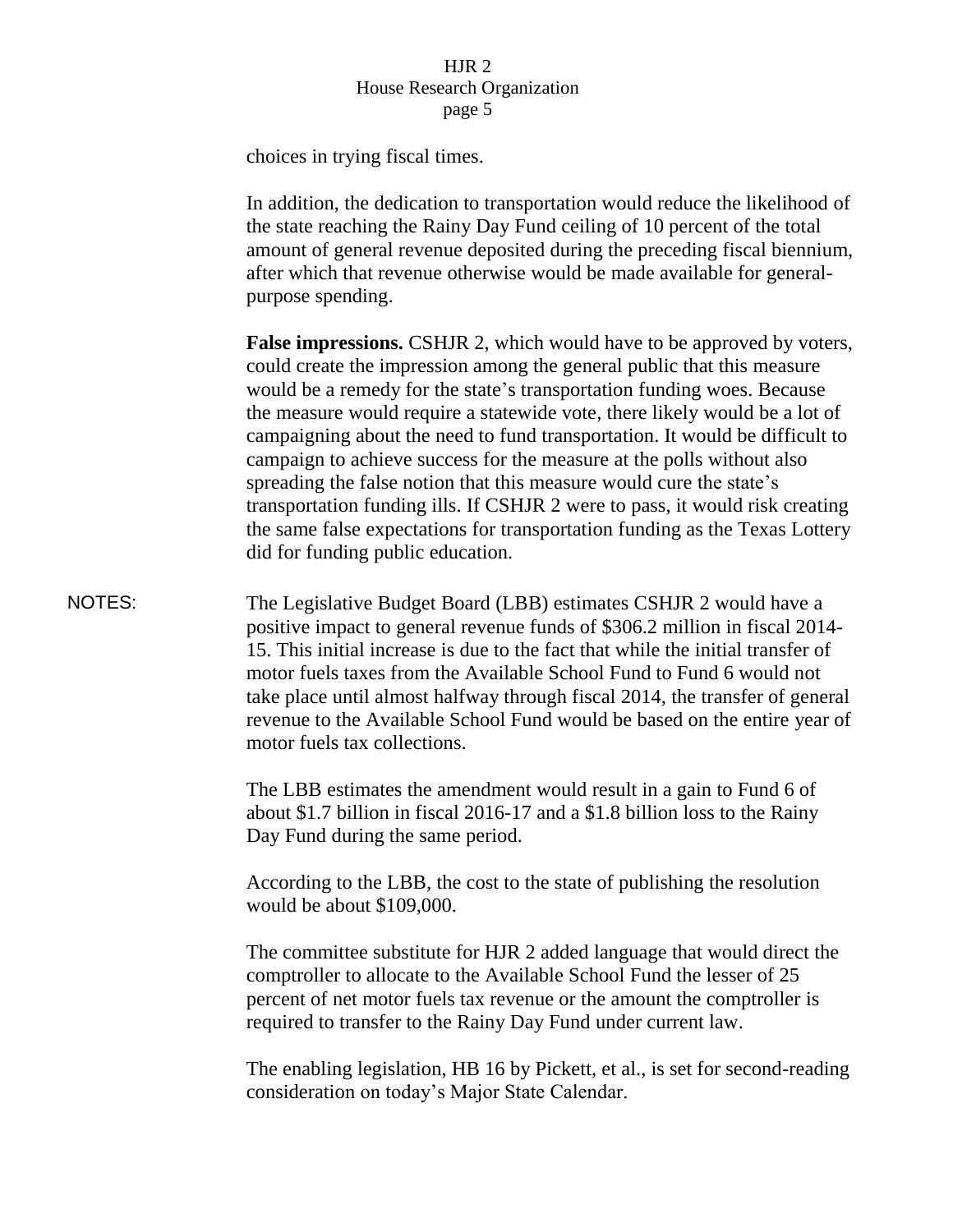choices in trying fiscal times.

In addition, the dedication to transportation would reduce the likelihood of the state reaching the Rainy Day Fund ceiling of 10 percent of the total amount of general revenue deposited during the preceding fiscal biennium, after which that revenue otherwise would be made available for general-purpose spending.

**False impressions.** CSHJR 2, which would have to be approved by voters, could create the impression among the general public that this measure would be a remedy for the state's transportation funding woes. Because the measure would require a statewide vote, there likely would be a lot of campaigning about the need to fund transportation. It would be difficult to campaign to achieve success for the measure at the polls without also spreading the false notion that this measure would cure the state's transportation funding ills. If CSHJR 2 were to pass, it would risk creating the same false expectations for transportation funding as the Texas Lottery did for funding public education.

NOTES: The Legislative Budget Board (LBB) estimates CSHJR 2 would have a positive impact to general revenue funds of $306.2 million in fiscal 2014-15. This initial increase is due to the fact that while the initial transfer of motor fuels taxes from the Available School Fund to Fund 6 would not take place until almost halfway through fiscal 2014, the transfer of general revenue to the Available School Fund would be based on the entire year of motor fuels tax collections.

The LBB estimates the amendment would result in a gain to Fund 6 of about $1.7 billion in fiscal 2016-17 and a $1.8 billion loss to the Rainy Day Fund during the same period.

According to the LBB, the cost to the state of publishing the resolution would be about $109,000.

The committee substitute for HJR 2 added language that would direct the comptroller to allocate to the Available School Fund the lesser of 25 percent of net motor fuels tax revenue or the amount the comptroller is required to transfer to the Rainy Day Fund under current law.

The enabling legislation, HB 16 by Pickett, et al., is set for second-reading consideration on today's Major State Calendar.